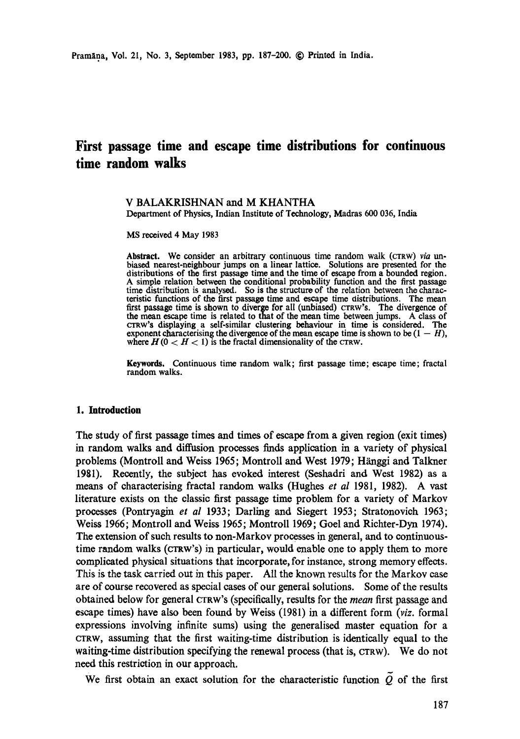# First passage time and escape time distributions for continuous time random walks

V BALAKRISHNAN and M KHANTHA

Department of Physics, Indian Institute of Technology, Madras 600 036, India

MS received 4 May 1983

**Abstract.** We consider an arbitrary continuous time random walk (CTRW) *via* unbiased nearest-neighbour jumps on a linear lattice. Solutions are presented for the distributions of the first passage time and the time of escape from a bounded region. A simple relation between the conditional probability function and the first passage time distribution is analysed. So is the structure of the relation between the characteristic functions of the first passage time and escape time distributions. The mean first passage time is shown to diverge for all (unbiased) CTRW's. The divergence of the mean escape time is related to that of the mean time between jumps. A class of CTRW's displaying a self-similar clustering behaviour in time is considered. The exponent characterising the divergence of the mean escape time is shown to be $(1 - H)$, where $H (0 < H < 1)$ is the fractal dimensionality of the CTRW.

**Keywords.** Continuous time random walk; first passage time; escape time; fractal random walks.

## 1. Introduction

The study of first passage times and times of escape from a given region (exit times) in random walks and diffusion processes finds application in a variety of physical problems (Montroll and Weiss 1965; Montroll and West 1979; Hänggi and Talkner 1981). Recently, the subject has evoked interest (Seshadri and West 1982) as a means of characterising fractal random walks (Hughes *et al* 1981, 1982). A vast literature exists on the classic first passage time problem for a variety of Markov processes (Pontryagin *et al* 1933; Darling and Siegert 1953; Stratonovich 1963; Weiss 1966; Montroll and Weiss 1965; Montroll 1969; Goel and Richter-Dyn 1974). The extension of such results to non-Markov processes in general, and to continuous-time random walks (CTRW's) in particular, would enable one to apply them to more complicated physical situations that incorporate, for instance, strong memory effects. This is the task carried out in this paper. All the known results for the Markov case are of course recovered as special cases of our general solutions. Some of the results obtained below for general CTRW's (specifically, results for the *mean* first passage and escape times) have also been found by Weiss (1981) in a different form (*viz.* formal expressions involving infinite sums) using the generalised master equation for a CTRW, assuming that the first waiting-time distribution is identically equal to the waiting-time distribution specifying the renewal process (that is, CTRW). We do not need this restriction in our approach.

We first obtain an exact solution for the characteristic function $\tilde{Q}$ of the first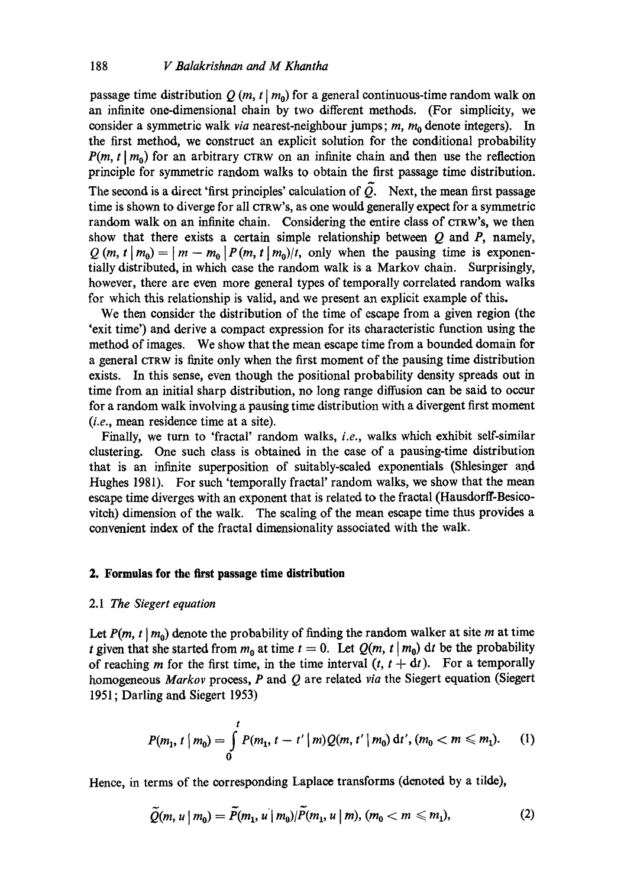passage time distribution $Q(m, t \mid m_0)$ for a general continuous-time random walk on an infinite one-dimensional chain by two different methods. (For simplicity, we consider a symmetric walk *via* nearest-neighbour jumps; $m$, $m_0$ denote integers). In the first method, we construct an explicit solution for the conditional probability $P(m, t \mid m_0)$ for an arbitrary CTRW on an infinite chain and then use the reflection principle for symmetric random walks to obtain the first passage time distribution. The second is a direct 'first principles' calculation of $\tilde{Q}$. Next, the mean first passage time is shown to diverge for all CTRW's, as one would generally expect for a symmetric random walk on an infinite chain. Considering the entire class of CTRW's, we then show that there exists a certain simple relationship between $Q$ and $P$, namely, $Q(m, t \mid m_0) = |m - m_0| P(m, t \mid m_0)/t$, only when the pausing time is exponentially distributed, in which case the random walk is a Markov chain. Surprisingly, however, there are even more general types of temporally correlated random walks for which this relationship is valid, and we present an explicit example of this.

We then consider the distribution of the time of escape from a given region (the 'exit time') and derive a compact expression for its characteristic function using the method of images. We show that the mean escape time from a bounded domain for a general CTRW is finite only when the first moment of the pausing time distribution exists. In this sense, even though the positional probability density spreads out in time from an initial sharp distribution, no long range diffusion can be said to occur for a random walk involving a pausing time distribution with a divergent first moment (*i.e.*, mean residence time at a site).

Finally, we turn to 'fractal' random walks, *i.e.*, walks which exhibit self-similar clustering. One such class is obtained in the case of a pausing-time distribution that is an infinite superposition of suitably-scaled exponentials (Shlesinger and Hughes 1981). For such 'temporally fractal' random walks, we show that the mean escape time diverges with an exponent that is related to the fractal (Hausdorff-Besicovitch) dimension of the walk. The scaling of the mean escape time thus provides a convenient index of the fractal dimensionality associated with the walk.

## 2. Formulas for the first passage time distribution

### 2.1 *The Siegert equation*

Let $P(m, t \mid m_0)$ denote the probability of finding the random walker at site $m$ at time $t$ given that she started from $m_0$ at time $t = 0$. Let $Q(m, t \mid m_0)\,dt$ be the probability of reaching $m$ for the first time, in the time interval $(t, t + dt)$. For a temporally homogeneous *Markov* process, $P$ and $Q$ are related *via* the Siegert equation (Siegert 1951; Darling and Siegert 1953)

$$P(m_1, t \mid m_0) = \int_0^t P(m_1, t - t' \mid m) Q(m, t' \mid m_0)\, dt', \quad (m_0 < m \leqslant m_1). \tag{1}$$

Hence, in terms of the corresponding Laplace transforms (denoted by a tilde),

$$\tilde{Q}(m, u \mid m_0) = \tilde{P}(m_1, u \mid m_0)/\tilde{P}(m_1, u \mid m), \quad (m_0 < m \leqslant m_1), \tag{2}$$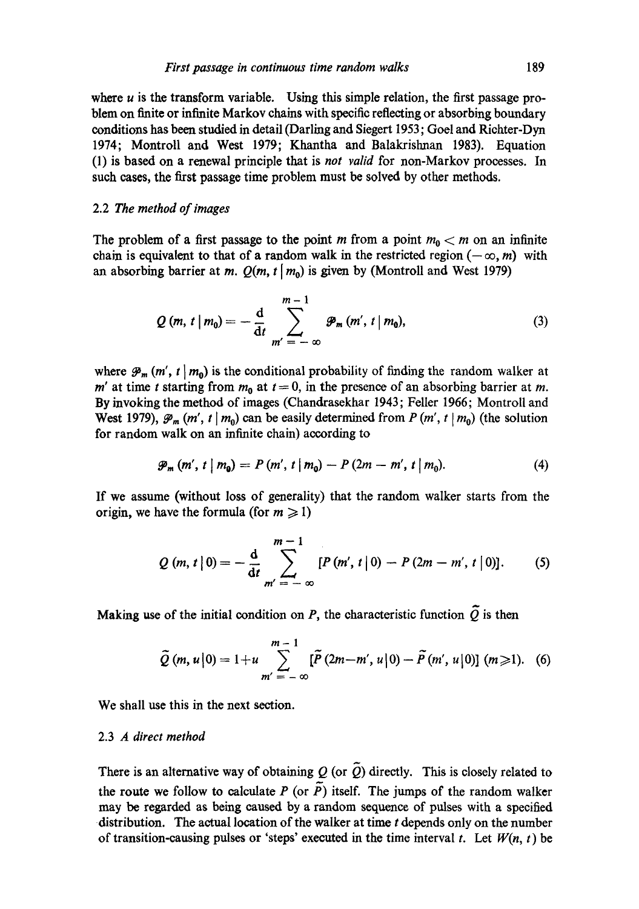where $u$ is the transform variable. Using this simple relation, the first passage problem on finite or infinite Markov chains with specific reflecting or absorbing boundary conditions has been studied in detail (Darling and Siegert 1953; Goel and Richter-Dyn 1974; Montroll and West 1979; Khantha and Balakrishnan 1983). Equation (1) is based on a renewal principle that is *not valid* for non-Markov processes. In such cases, the first passage time problem must be solved by other methods.

### 2.2 *The method of images*

The problem of a first passage to the point $m$ from a point $m_0 < m$ on an infinite chain is equivalent to that of a random walk in the restricted region $(-\infty, m)$ with an absorbing barrier at $m$. $Q(m, t \mid m_0)$ is given by (Montroll and West 1979)

$$Q(m, t \mid m_0) = -\frac{\mathrm{d}}{\mathrm{d}t} \sum_{m'=-\infty}^{m-1} \mathscr{P}_m(m', t \mid m_0), \tag{3}$$

where $\mathscr{P}_m(m', t \mid m_0)$ is the conditional probability of finding the random walker at $m'$ at time $t$ starting from $m_0$ at $t = 0$, in the presence of an absorbing barrier at $m$. By invoking the method of images (Chandrasekhar 1943; Feller 1966; Montroll and West 1979), $\mathscr{P}_m(m', t \mid m_0)$ can be easily determined from $P(m', t \mid m_0)$ (the solution for random walk on an infinite chain) according to

$$\mathscr{P}_m(m', t \mid m_0) = P(m', t \mid m_0) - P(2m - m', t \mid m_0). \tag{4}$$

If we assume (without loss of generality) that the random walker starts from the origin, we have the formula (for $m \geqslant 1$)

$$Q(m, t \mid 0) = -\frac{\mathrm{d}}{\mathrm{d}t} \sum_{m'=-\infty}^{m-1} [P(m', t \mid 0) - P(2m - m', t \mid 0)]. \tag{5}$$

Making use of the initial condition on $P$, the characteristic function $\tilde{Q}$ is then

$$\tilde{Q}(m, u \mid 0) = 1 + u \sum_{m'=-\infty}^{m-1} [\tilde{P}(2m - m', u \mid 0) - \tilde{P}(m', u \mid 0)] \quad (m \geqslant 1). \tag{6}$$

We shall use this in the next section.

### 2.3 *A direct method*

There is an alternative way of obtaining $Q$ (or $\tilde{Q}$) directly. This is closely related to the route we follow to calculate $P$ (or $\tilde{P}$) itself. The jumps of the random walker may be regarded as being caused by a random sequence of pulses with a specified distribution. The actual location of the walker at time $t$ depends only on the number of transition-causing pulses or 'steps' executed in the time interval $t$. Let $W(n, t)$ be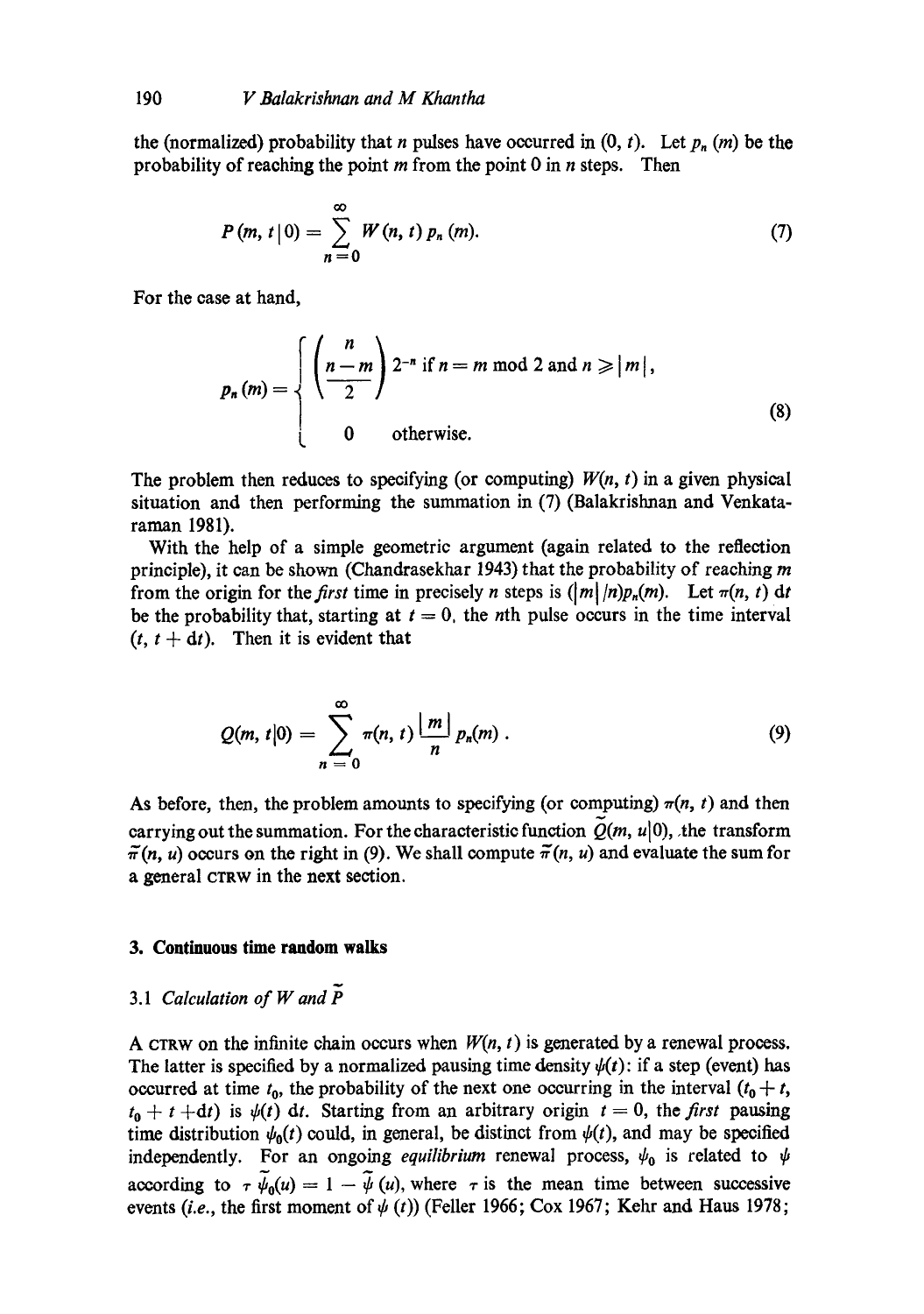the (normalized) probability that $n$ pulses have occurred in $(0, t)$. Let $p_n(m)$ be the probability of reaching the point $m$ from the point 0 in $n$ steps. Then

$$P(m, t \mid 0) = \sum_{n=0}^{\infty} W(n, t)\, p_n(m). \tag{7}$$

For the case at hand,

$$p_n(m) = \begin{cases} \dbinom{n}{\frac{n-m}{2}} 2^{-n} & \text{if } n = m \bmod 2 \text{ and } n \geqslant |m|, \\ 0 & \text{otherwise.} \end{cases} \tag{8}$$

The problem then reduces to specifying (or computing) $W(n, t)$ in a given physical situation and then performing the summation in (7) (Balakrishnan and Venkataraman 1981).

With the help of a simple geometric argument (again related to the reflection principle), it can be shown (Chandrasekhar 1943) that the probability of reaching $m$ from the origin for the *first* time in precisely $n$ steps is $(|m|/n)p_n(m)$. Let $\pi(n, t)\,\mathrm{d}t$ be the probability that, starting at $t = 0$, the $n$th pulse occurs in the time interval $(t, t + \mathrm{d}t)$. Then it is evident that

$$Q(m, t|0) = \sum_{n=0}^{\infty} \pi(n, t) \frac{|m|}{n} p_n(m). \tag{9}$$

As before, then, the problem amounts to specifying (or computing) $\pi(n, t)$ and then carrying out the summation. For the characteristic function $\tilde{Q}(m, u|0)$, the transform $\tilde{\pi}(n, u)$ occurs on the right in (9). We shall compute $\tilde{\pi}(n, u)$ and evaluate the sum for a general CTRW in the next section.

## 3. Continuous time random walks

### 3.1 Calculation of $W$ and $\tilde{P}$

A CTRW on the infinite chain occurs when $W(n, t)$ is generated by a renewal process. The latter is specified by a normalized pausing time density $\psi(t)$: if a step (event) has occurred at time $t_0$, the probability of the next one occurring in the interval $(t_0 + t, t_0 + t + \mathrm{d}t)$ is $\psi(t)\,\mathrm{d}t$. Starting from an arbitrary origin $t = 0$, the *first* pausing time distribution $\psi_0(t)$ could, in general, be distinct from $\psi(t)$, and may be specified independently. For an ongoing *equilibrium* renewal process, $\psi_0$ is related to $\psi$ according to $\tau\, \tilde{\psi}_0(u) = 1 - \tilde{\psi}(u)$, where $\tau$ is the mean time between successive events (*i.e.*, the first moment of $\psi(t)$) (Feller 1966; Cox 1967; Kehr and Haus 1978;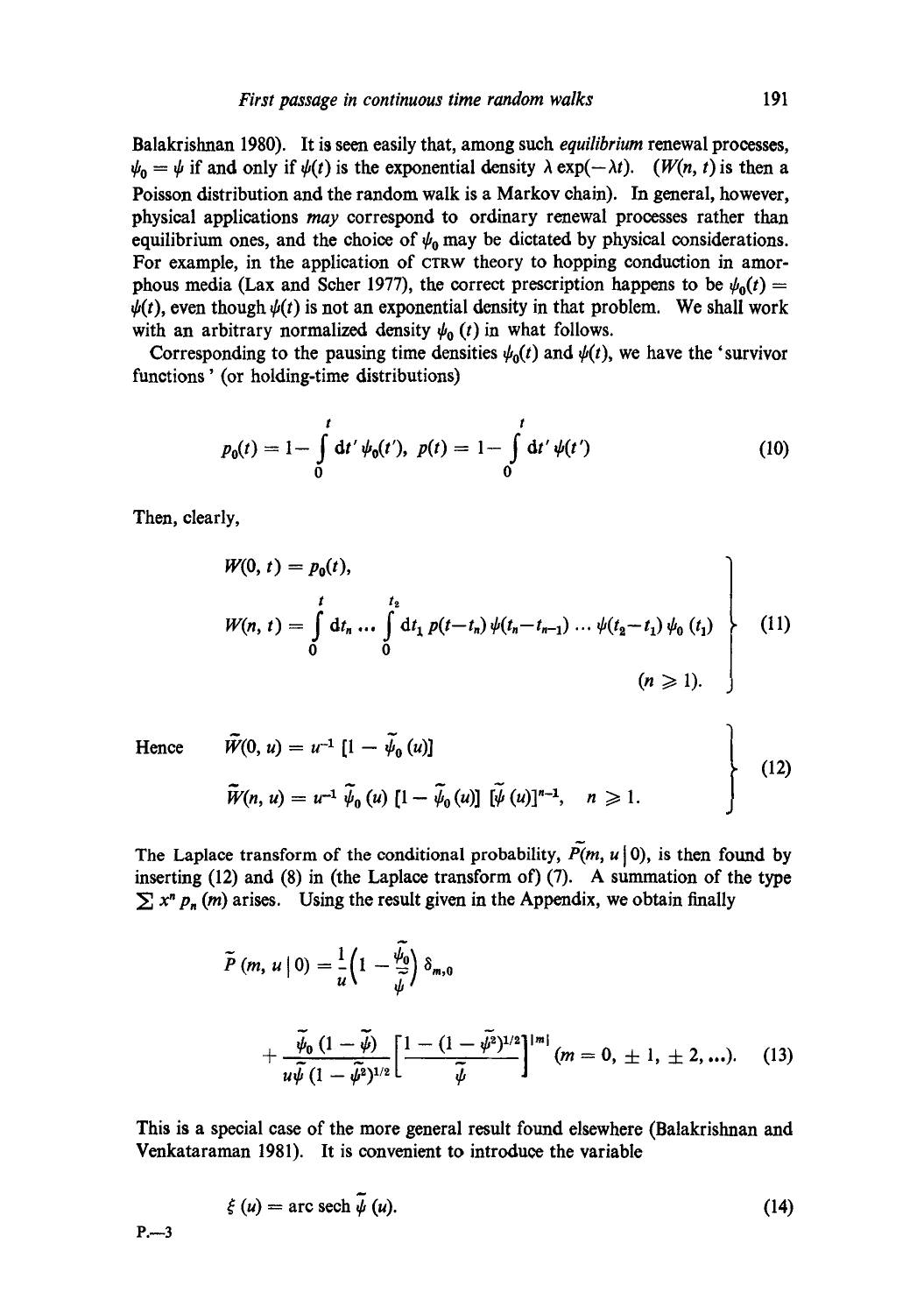Balakrishnan 1980). It is seen easily that, among such *equilibrium* renewal processes, $\psi_0 = \psi$ if and only if $\psi(t)$ is the exponential density $\lambda \exp(-\lambda t)$. ($W(n, t)$ is then a Poisson distribution and the random walk is a Markov chain). In general, however, physical applications *may* correspond to ordinary renewal processes rather than equilibrium ones, and the choice of $\psi_0$ may be dictated by physical considerations. For example, in the application of CTRW theory to hopping conduction in amorphous media (Lax and Scher 1977), the correct prescription happens to be $\psi_0(t) = \psi(t)$, even though $\psi(t)$ is not an exponential density in that problem. We shall work with an arbitrary normalized density $\psi_0(t)$ in what follows.

Corresponding to the pausing time densities $\psi_0(t)$ and $\psi(t)$, we have the 'survivor functions' (or holding-time distributions)

$$p_0(t) = 1 - \int_0^t \mathrm{d}t'\, \psi_0(t'), \quad p(t) = 1 - \int_0^t \mathrm{d}t'\, \psi(t') \tag{10}$$

Then, clearly,

$$\left.\begin{aligned} W(0, t) &= p_0(t), \\ W(n, t) &= \int_0^t \mathrm{d}t_n \ldots \int_0^{t_2} \mathrm{d}t_1\, p(t-t_n)\, \psi(t_n - t_{n-1}) \ldots \psi(t_2 - t_1)\, \psi_0(t_1) \\ & \qquad\qquad\qquad\qquad\qquad\qquad (n \geqslant 1). \end{aligned}\right\} \tag{11}$$

Hence

$$\left.\begin{aligned} \tilde{W}(0, u) &= u^{-1}\, [1 - \tilde{\psi}_0(u)] \\ \tilde{W}(n, u) &= u^{-1}\, \tilde{\psi}_0(u)\, [1 - \tilde{\psi}_0(u)]\, [\tilde{\psi}(u)]^{n-1}, \quad n \geqslant 1. \end{aligned}\right\} \tag{12}$$

The Laplace transform of the conditional probability, $\tilde{P}(m, u \mid 0)$, is then found by inserting (12) and (8) in (the Laplace transform of) (7). A summation of the type $\sum x^n p_n(m)$ arises. Using the result given in the Appendix, we obtain finally

$$\tilde{P}(m, u \mid 0) = \frac{1}{u}\left(1 - \frac{\tilde{\psi}_0}{\tilde{\psi}}\right) \delta_{m,0} + \frac{\tilde{\psi}_0 (1 - \tilde{\psi})}{u \tilde{\psi} (1 - \tilde{\psi}^2)^{1/2}} \left[\frac{1 - (1 - \tilde{\psi}^2)^{1/2}}{\tilde{\psi}}\right]^{|m|} \quad (m = 0, \pm 1, \pm 2, \ldots). \tag{13}$$

This is a special case of the more general result found elsewhere (Balakrishnan and Venkataraman 1981). It is convenient to introduce the variable

$$\xi(u) = \operatorname{arc\,sech} \tilde{\psi}(u). \tag{14}$$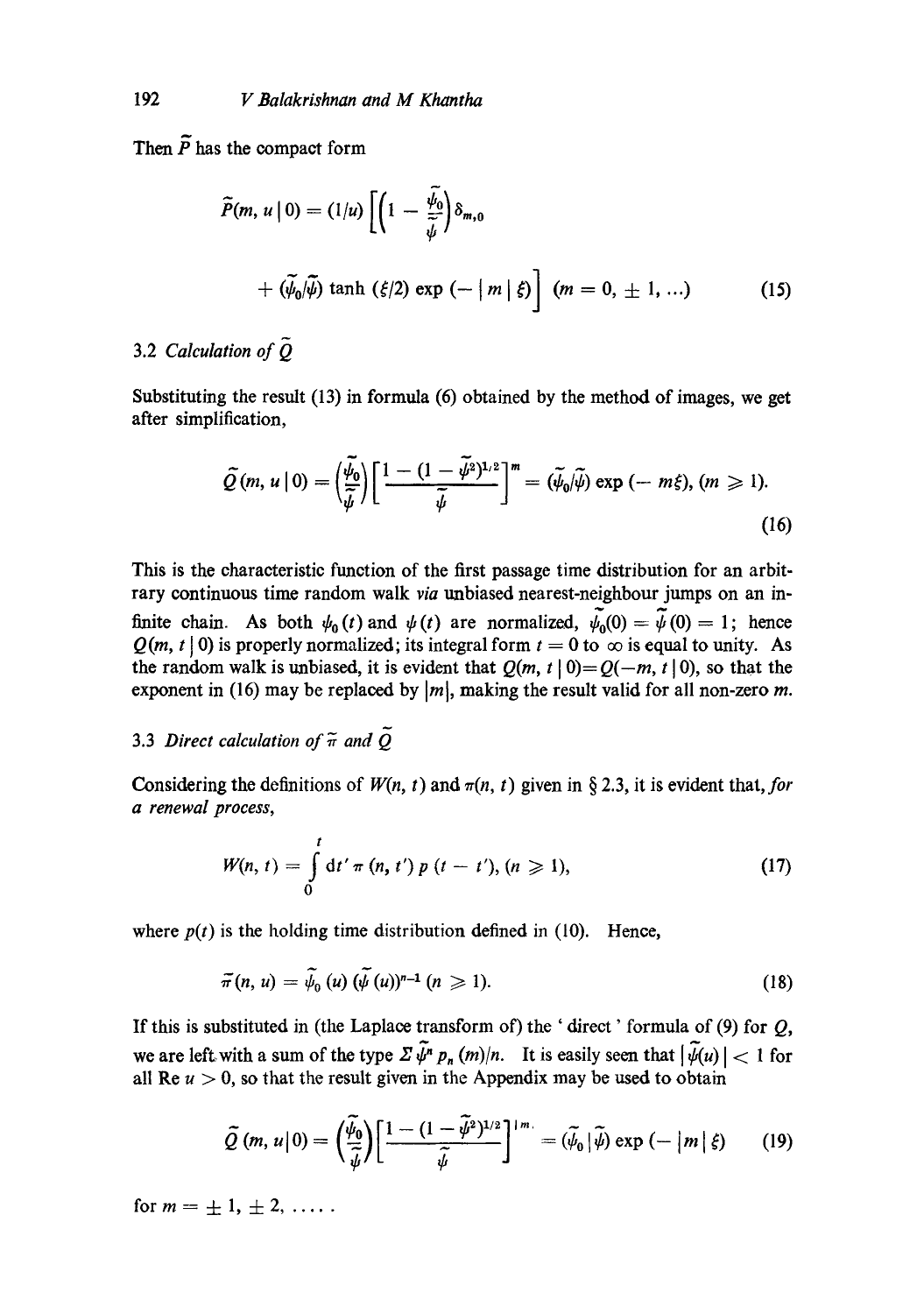Then $\tilde{P}$ has the compact form

$$\tilde{P}(m, u \,|\, 0) = (1/u) \left[ \left(1 - \frac{\tilde{\psi}_0}{\tilde{\psi}}\right) \delta_{m,0} + (\tilde{\psi}_0/\tilde{\psi}) \tanh (\xi/2) \exp(-|m|\xi) \right] \quad (m = 0, \pm 1, \ldots) \tag{15}$$

### 3.2 *Calculation of* $\tilde{Q}$

Substituting the result (13) in formula (6) obtained by the method of images, we get after simplification,

$$\tilde{Q}(m, u \,|\, 0) = \left(\frac{\tilde{\psi}_0}{\tilde{\psi}}\right) \left[ \frac{1 - (1 - \tilde{\psi}^2)^{1/2}}{\tilde{\psi}} \right]^m = (\tilde{\psi}_0/\tilde{\psi}) \exp(-m\xi), \; (m \geqslant 1). \tag{16}$$

This is the characteristic function of the first passage time distribution for an arbitrary continuous time random walk *via* unbiased nearest-neighbour jumps on an infinite chain. As both $\psi_0(t)$ and $\psi(t)$ are normalized, $\tilde{\psi}_0(0) = \tilde{\psi}(0) = 1$; hence $Q(m, t \,|\, 0)$ is properly normalized; its integral form $t = 0$ to $\infty$ is equal to unity. As the random walk is unbiased, it is evident that $Q(m, t \,|\, 0) = Q(-m, t \,|\, 0)$, so that the exponent in (16) may be replaced by $|m|$, making the result valid for all non-zero $m$.

### 3.3 *Direct calculation of* $\tilde{\pi}$ *and* $\tilde{Q}$

Considering the definitions of $W(n, t)$ and $\pi(n, t)$ given in § 2.3, it is evident that, *for a renewal process*,

$$W(n, t) = \int_0^t dt' \, \pi(n, t') \, p(t - t'), \; (n \geqslant 1), \tag{17}$$

where $p(t)$ is the holding time distribution defined in (10). Hence,

$$\tilde{\pi}(n, u) = \tilde{\psi}_0(u) \, (\tilde{\psi}(u))^{n-1} \; (n \geqslant 1). \tag{18}$$

If this is substituted in (the Laplace transform of) the 'direct' formula of (9) for $Q$, we are left with a sum of the type $\Sigma \, \tilde{\psi}^n \, p_n(m)/n$. It is easily seen that $|\tilde{\psi}(u)| < 1$ for all $\mathrm{Re}\, u > 0$, so that the result given in the Appendix may be used to obtain

$$\tilde{Q}(m, u \,|\, 0) = \left(\frac{\tilde{\psi}_0}{\tilde{\psi}}\right) \left[ \frac{1 - (1 - \tilde{\psi}^2)^{1/2}}{\tilde{\psi}} \right]^{|m|} = (\tilde{\psi}_0 \,|\, \tilde{\psi}) \exp(-|m|\xi) \tag{19}$$

for $m = \pm 1, \pm 2, \ldots$.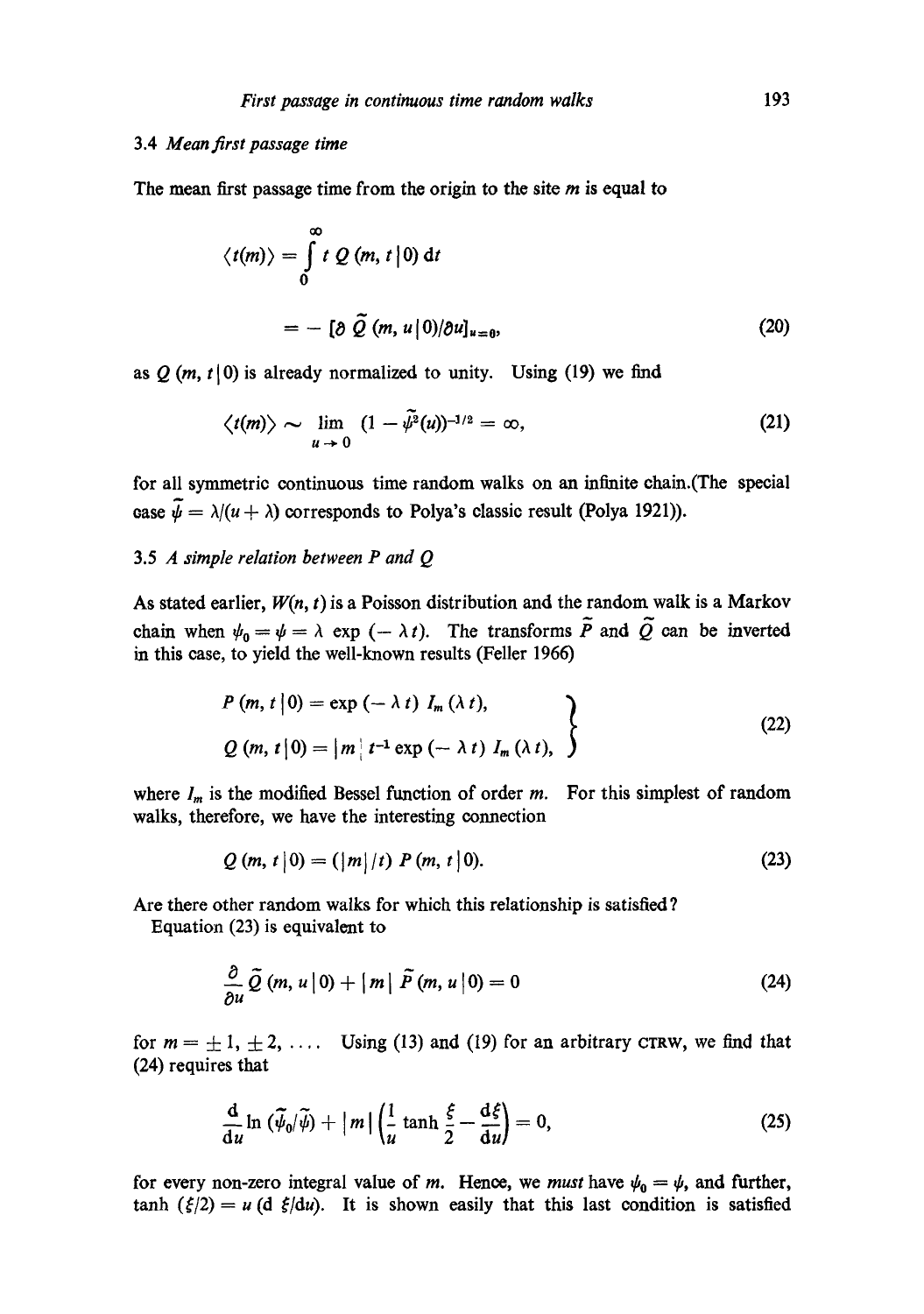### 3.4 *Mean first passage time*

The mean first passage time from the origin to the site $m$ is equal to

$$\langle t(m) \rangle = \int_0^\infty t\, Q(m, t \mid 0)\, dt$$

$$= -[\partial \tilde{Q}(m, u \mid 0)/\partial u]_{u=0}, \tag{20}$$

as $Q(m, t \mid 0)$ is already normalized to unity. Using (19) we find

$$\langle t(m) \rangle \sim \lim_{u \to 0} (1 - \tilde{\psi}^2(u))^{-1/2} = \infty, \tag{21}$$

for all symmetric continuous time random walks on an infinite chain. (The special case $\tilde{\psi} = \lambda/(u + \lambda)$ corresponds to Polya's classic result (Polya 1921)).

### 3.5 *A simple relation between P and Q*

As stated earlier, $W(n, t)$ is a Poisson distribution and the random walk is a Markov chain when $\psi_0 = \psi = \lambda \exp(-\lambda t)$. The transforms $\tilde{P}$ and $\tilde{Q}$ can be inverted in this case, to yield the well-known results (Feller 1966)

$$\left.\begin{aligned} P(m, t \mid 0) &= \exp(-\lambda t)\, I_m(\lambda t), \\ Q(m, t \mid 0) &= |m|\, t^{-1} \exp(-\lambda t)\, I_m(\lambda t), \end{aligned}\right\} \tag{22}$$

where $I_m$ is the modified Bessel function of order $m$. For this simplest of random walks, therefore, we have the interesting connection

$$Q(m, t \mid 0) = (|m|/t)\, P(m, t \mid 0). \tag{23}$$

Are there other random walks for which this relationship is satisfied?

Equation (23) is equivalent to

$$\frac{\partial}{\partial u} \tilde{Q}(m, u \mid 0) + |m|\, \tilde{P}(m, u \mid 0) = 0 \tag{24}$$

for $m = \pm 1, \pm 2, \ldots$. Using (13) and (19) for an arbitrary CTRW, we find that (24) requires that

$$\frac{d}{du} \ln (\tilde{\psi}_0/\tilde{\psi}) + |m| \left( \frac{1}{u} \tanh \frac{\xi}{2} - \frac{d\xi}{du} \right) = 0, \tag{25}$$

for every non-zero integral value of $m$. Hence, we *must* have $\psi_0 = \psi$, and further, $\tanh(\xi/2) = u\, (d\, \xi/du)$. It is shown easily that this last condition is satisfied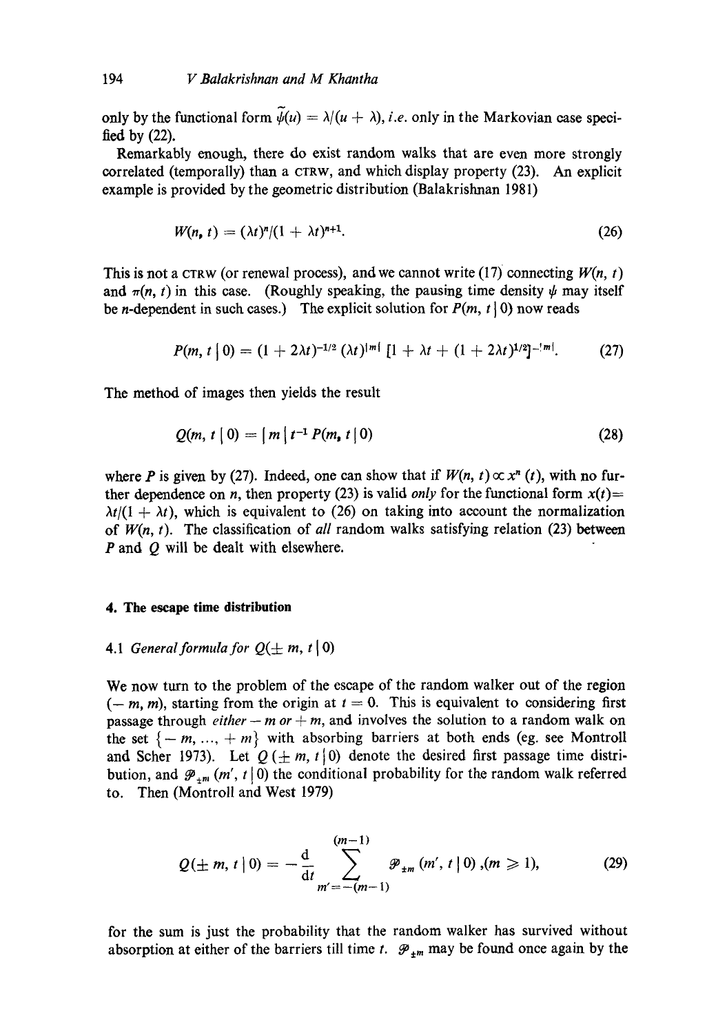only by the functional form $\tilde{\psi}(u) = \lambda/(u + \lambda)$, *i.e.* only in the Markovian case specified by (22).

Remarkably enough, there do exist random walks that are even more strongly correlated (temporally) than a CTRW, and which display property (23). An explicit example is provided by the geometric distribution (Balakrishnan 1981)

$$W(n, t) = (\lambda t)^n/(1 + \lambda t)^{n+1}. \tag{26}$$

This is not a CTRW (or renewal process), and we cannot write (17) connecting $W(n, t)$ and $\pi(n, t)$ in this case. (Roughly speaking, the pausing time density $\psi$ may itself be $n$-dependent in such cases.) The explicit solution for $P(m, t \mid 0)$ now reads

$$P(m, t \mid 0) = (1 + 2\lambda t)^{-1/2} (\lambda t)^{|m|} [1 + \lambda t + (1 + 2\lambda t)^{1/2}]^{-|m|}. \tag{27}$$

The method of images then yields the result

$$Q(m, t \mid 0) = |m| t^{-1} P(m, t \mid 0) \tag{28}$$

where $P$ is given by (27). Indeed, one can show that if $W(n, t) \propto x^n(t)$, with no further dependence on $n$, then property (23) is valid *only* for the functional form $x(t) = \lambda t/(1 + \lambda t)$, which is equivalent to (26) on taking into account the normalization of $W(n, t)$. The classification of *all* random walks satisfying relation (23) between $P$ and $Q$ will be dealt with elsewhere.

## 4. The escape time distribution

### 4.1 *General formula for* $Q(\pm m, t \mid 0)$

We now turn to the problem of the escape of the random walker out of the region $(-m, m)$, starting from the origin at $t = 0$. This is equivalent to considering first passage through *either* $-m$ *or* $+m$, and involves the solution to a random walk on the set $\{-m, \ldots, +m\}$ with absorbing barriers at both ends (eg. see Montroll and Scher 1973). Let $Q(\pm m, t \mid 0)$ denote the desired first passage time distribution, and $\mathscr{P}_{\pm m}(m', t \mid 0)$ the conditional probability for the random walk referred to. Then (Montroll and West 1979)

$$Q(\pm m, t \mid 0) = -\frac{d}{dt} \sum_{m'=-(m-1)}^{(m-1)} \mathscr{P}_{\pm m}(m', t \mid 0), (m \geqslant 1), \tag{29}$$

for the sum is just the probability that the random walker has survived without absorption at either of the barriers till time $t$. $\mathscr{P}_{\pm m}$ may be found once again by the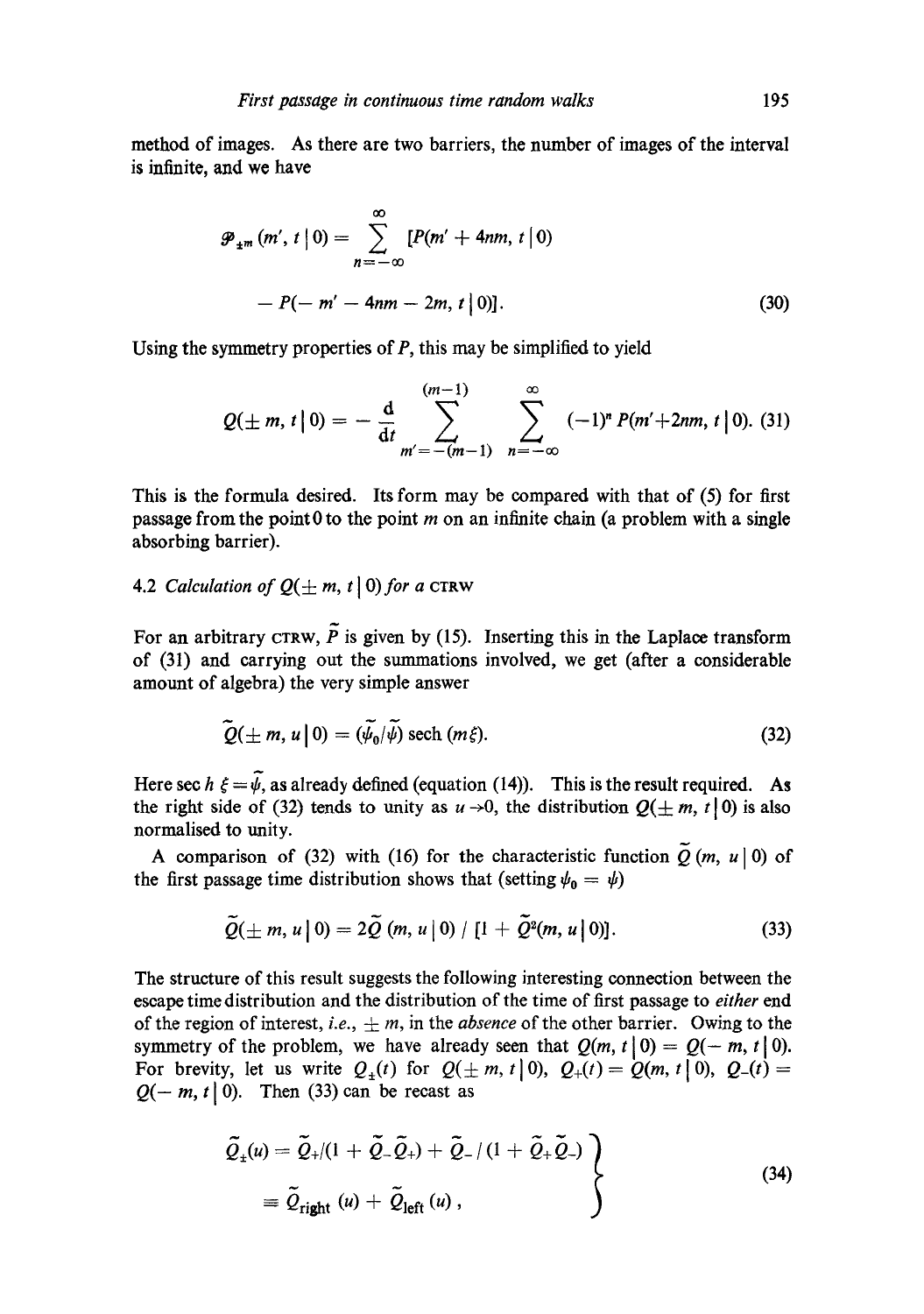method of images. As there are two barriers, the number of images of the interval is infinite, and we have

$$\mathscr{P}_{\pm m}(m', t \mid 0) = \sum_{n=-\infty}^{\infty} [P(m' + 4nm, t \mid 0) - P(-m' - 4nm - 2m, t \mid 0)]. \tag{30}$$

Using the symmetry properties of $P$, this may be simplified to yield

$$Q(\pm m, t \mid 0) = -\frac{\mathrm{d}}{\mathrm{d}t} \sum_{m'=-(m-1)}^{(m-1)} \sum_{n=-\infty}^{\infty} (-1)^n P(m'+2nm, t \mid 0). \tag{31}$$

This is the formula desired. Its form may be compared with that of (5) for first passage from the point 0 to the point $m$ on an infinite chain (a problem with a single absorbing barrier).

### 4.2 *Calculation of* $Q(\pm m, t \mid 0)$ *for a* CTRW

For an arbitrary CTRW, $\tilde{P}$ is given by (15). Inserting this in the Laplace transform of (31) and carrying out the summations involved, we get (after a considerable amount of algebra) the very simple answer

$$\tilde{Q}(\pm m, u \mid 0) = (\tilde{\psi}_0/\tilde{\psi}) \operatorname{sech}(m\xi). \tag{32}$$

Here $\sec h\, \xi = \tilde{\psi}$, as already defined (equation (14)). This is the result required. As the right side of (32) tends to unity as $u \to 0$, the distribution $Q(\pm m, t \mid 0)$ is also normalised to unity.

A comparison of (32) with (16) for the characteristic function $\tilde{Q}(m, u \mid 0)$ of the first passage time distribution shows that (setting $\psi_0 = \psi$)

$$\tilde{Q}(\pm m, u \mid 0) = 2\tilde{Q}(m, u \mid 0) \,/\, [1 + \tilde{Q}^2(m, u \mid 0)]. \tag{33}$$

The structure of this result suggests the following interesting connection between the escape time distribution and the distribution of the time of first passage to *either* end of the region of interest, *i.e.*, $\pm m$, in the *absence* of the other barrier. Owing to the symmetry of the problem, we have already seen that $Q(m, t \mid 0) = Q(-m, t \mid 0)$. For brevity, let us write $Q_{\pm}(t)$ for $Q(\pm m, t \mid 0)$, $Q_{+}(t) = Q(m, t \mid 0)$, $Q_{-}(t) = Q(-m, t \mid 0)$. Then (33) can be recast as

$$\left.\begin{aligned} \tilde{Q}_{\pm}(u) &= \tilde{Q}_{+}/(1 + \tilde{Q}_{-}\tilde{Q}_{+}) + \tilde{Q}_{-}/(1 + \tilde{Q}_{+}\tilde{Q}_{-}) \\ &\equiv \tilde{Q}_{\text{right}}(u) + \tilde{Q}_{\text{left}}(u), \end{aligned}\right\} \tag{34}$$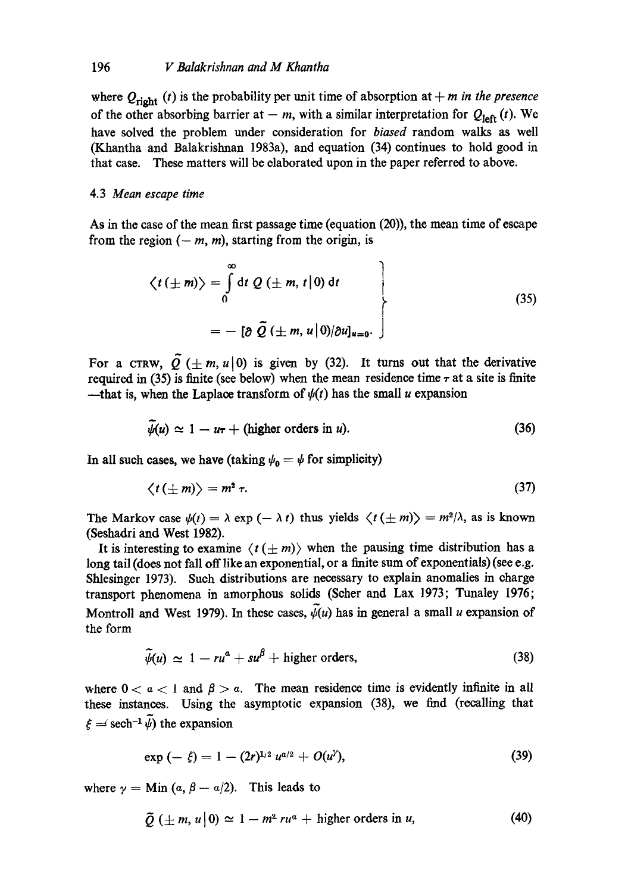where $Q_{\text{right}}(t)$ is the probability per unit time of absorption at $+m$ *in the presence* of the other absorbing barrier at $-m$, with a similar interpretation for $Q_{\text{left}}(t)$. We have solved the problem under consideration for *biased* random walks as well (Khantha and Balakrishnan 1983a), and equation (34) continues to hold good in that case. These matters will be elaborated upon in the paper referred to above.

### 4.3 *Mean escape time*

As in the case of the mean first passage time (equation (20)), the mean time of escape from the region $(-m, m)$, starting from the origin, is

$$\left.\begin{aligned} \langle t(\pm m)\rangle &= \int_0^\infty \mathrm{d}t\, Q(\pm m, t\,|\,0)\, \mathrm{d}t \\ &= -\,[\partial\, \tilde{Q}(\pm m, u\,|\,0)/\partial u]_{u=0}. \end{aligned}\right\} \tag{35}$$

For a CTRW, $\tilde{Q}(\pm m, u\,|\,0)$ is given by (32). It turns out that the derivative required in (35) is finite (see below) when the mean residence time $\tau$ at a site is finite —that is, when the Laplace transform of $\psi(t)$ has the small $u$ expansion

$$\tilde{\psi}(u) \simeq 1 - u\tau + (\text{higher orders in } u). \tag{36}$$

In all such cases, we have (taking $\psi_0 = \psi$ for simplicity)

$$\langle t(\pm m)\rangle = m^2\, \tau. \tag{37}$$

The Markov case $\psi(t) = \lambda \exp(-\lambda t)$ thus yields $\langle t(\pm m)\rangle = m^2/\lambda$, as is known (Seshadri and West 1982).

It is interesting to examine $\langle t(\pm m)\rangle$ when the pausing time distribution has a long tail (does not fall off like an exponential, or a finite sum of exponentials) (see e.g. Shlesinger 1973). Such distributions are necessary to explain anomalies in charge transport phenomena in amorphous solids (Scher and Lax 1973; Tunaley 1976; Montroll and West 1979). In these cases, $\tilde{\psi}(u)$ has in general a small $u$ expansion of the form

$$\tilde{\psi}(u) \simeq 1 - ru^{\alpha} + su^{\beta} + \text{higher orders}, \tag{38}$$

where $0 < \alpha < 1$ and $\beta > \alpha$. The mean residence time is evidently infinite in all these instances. Using the asymptotic expansion (38), we find (recalling that $\xi = \operatorname{sech}^{-1}\tilde{\psi}$) the expansion

$$\exp(-\xi) = 1 - (2r)^{1/2}\, u^{\alpha/2} + O(u^{\gamma}), \tag{39}$$

where $\gamma = \operatorname{Min}(\alpha, \beta - \alpha/2)$. This leads to

$$\tilde{Q}(\pm m, u\,|\,0) \simeq 1 - m^2\, ru^{\alpha} + \text{higher orders in } u, \tag{40}$$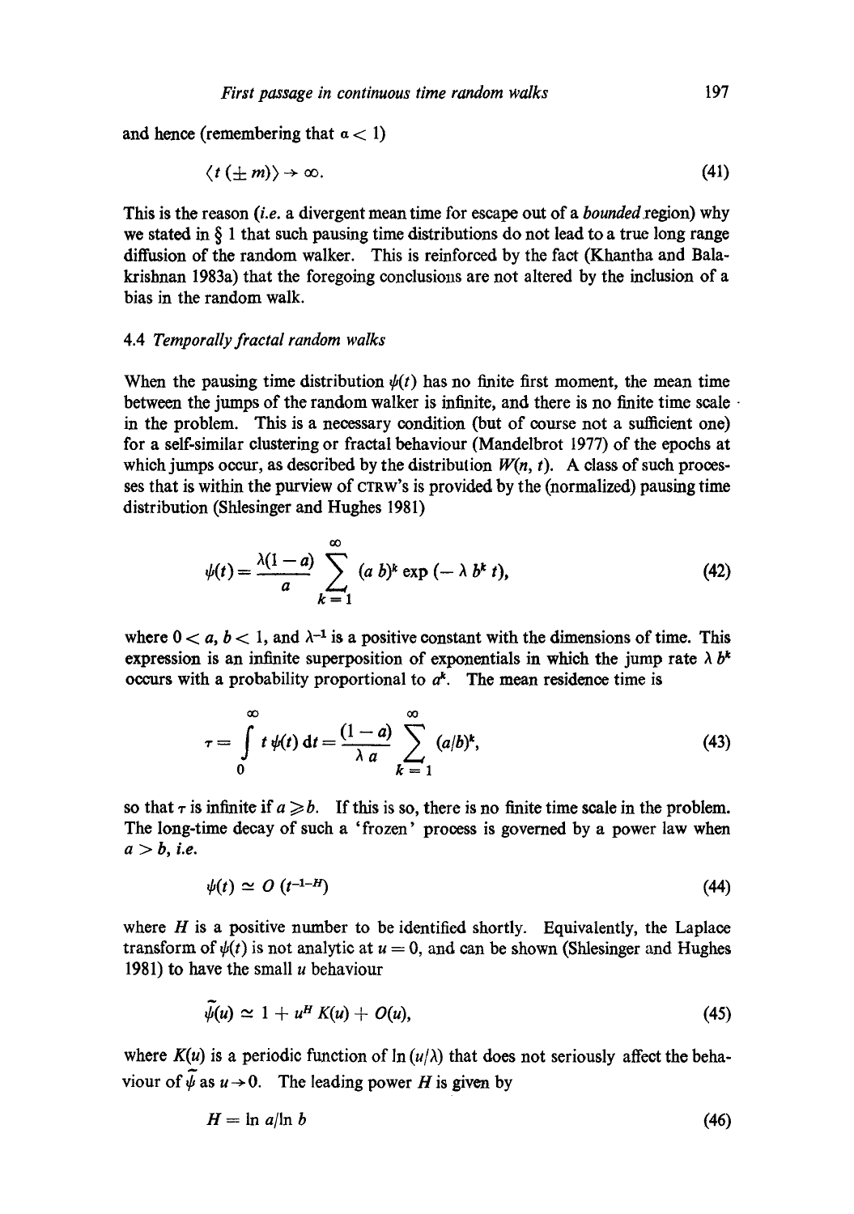and hence (remembering that $\alpha < 1$)

$$\langle t\,(\pm\, m)\rangle \rightarrow \infty. \tag{41}$$

This is the reason (*i.e.* a divergent mean time for escape out of a *bounded* region) why we stated in § 1 that such pausing time distributions do not lead to a true long range diffusion of the random walker. This is reinforced by the fact (Khantha and Balakrishnan 1983a) that the foregoing conclusions are not altered by the inclusion of a bias in the random walk.

### 4.4 *Temporally fractal random walks*

When the pausing time distribution $\psi(t)$ has no finite first moment, the mean time between the jumps of the random walker is infinite, and there is no finite time scale in the problem. This is a necessary condition (but of course not a sufficient one) for a self-similar clustering or fractal behaviour (Mandelbrot 1977) of the epochs at which jumps occur, as described by the distribution $W(n, t)$. A class of such processes that is within the purview of CTRW's is provided by the (normalized) pausing time distribution (Shlesinger and Hughes 1981)

$$\psi(t) = \frac{\lambda(1-a)}{a} \sum_{k=1}^{\infty} (a\, b)^k \exp\,(-\,\lambda\, b^k\, t), \tag{42}$$

where $0 < a,\, b < 1$, and $\lambda^{-1}$ is a positive constant with the dimensions of time. This expression is an infinite superposition of exponentials in which the jump rate $\lambda\, b^k$ occurs with a probability proportional to $a^k$. The mean residence time is

$$\tau = \int_0^{\infty} t\, \psi(t)\, \mathrm{d}t = \frac{(1-a)}{\lambda\, a} \sum_{k=1}^{\infty} (a/b)^k, \tag{43}$$

so that $\tau$ is infinite if $a \geqslant b$. If this is so, there is no finite time scale in the problem. The long-time decay of such a 'frozen' process is governed by a power law when $a > b$, *i.e.*

$$\psi(t) \simeq O\,(t^{-1-H}) \tag{44}$$

where $H$ is a positive number to be identified shortly. Equivalently, the Laplace transform of $\psi(t)$ is not analytic at $u = 0$, and can be shown (Shlesinger and Hughes 1981) to have the small $u$ behaviour

$$\tilde{\psi}(u) \simeq 1 + u^H\, K(u) + O(u), \tag{45}$$

where $K(u)$ is a periodic function of $\ln\,(u/\lambda)$ that does not seriously affect the behaviour of $\tilde{\psi}$ as $u \rightarrow 0$. The leading power $H$ is given by

$$H = \ln\, a/\ln\, b \tag{46}$$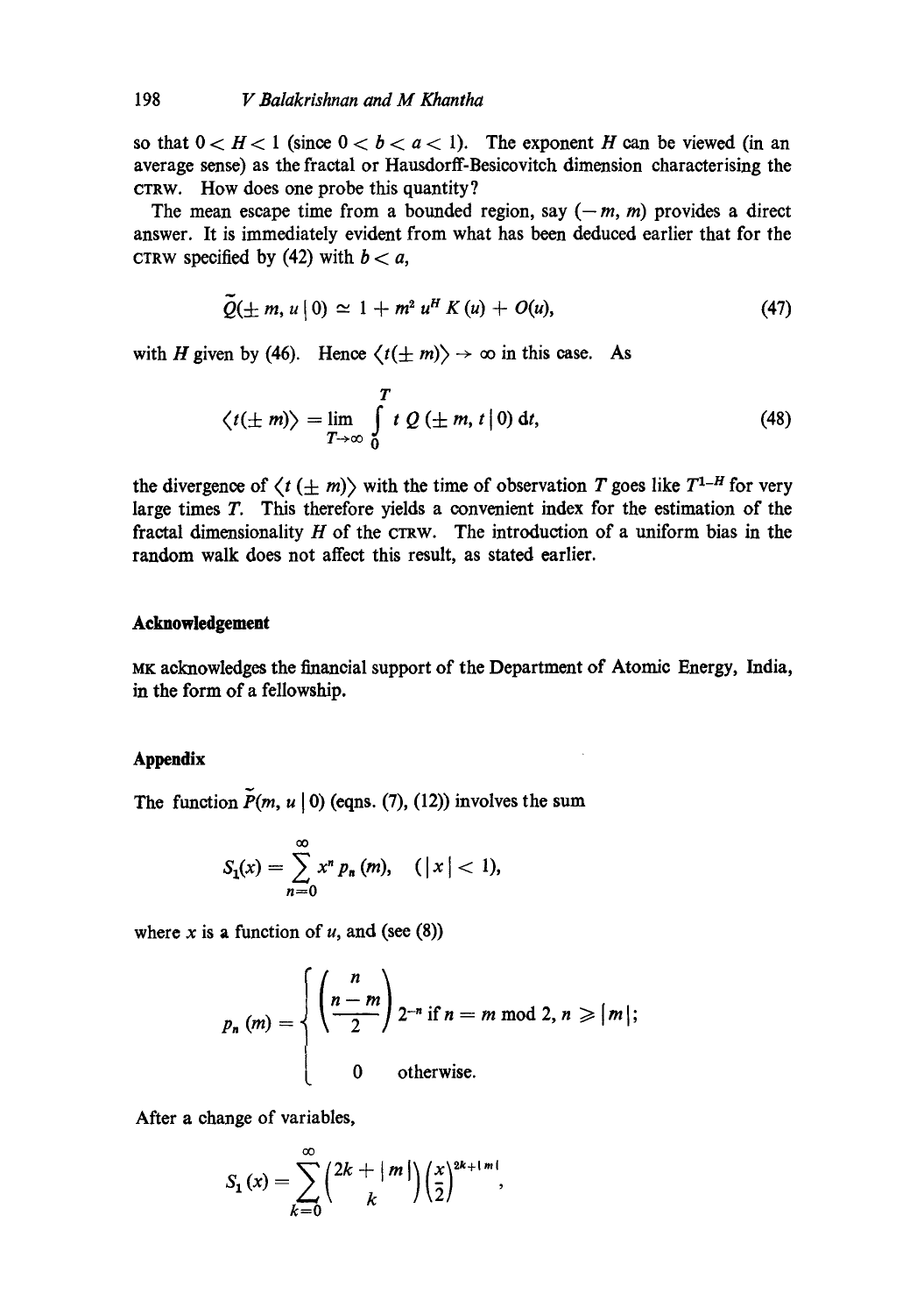so that $0 < H < 1$ (since $0 < b < a < 1$). The exponent $H$ can be viewed (in an average sense) as the fractal or Hausdorff-Besicovitch dimension characterising the CTRW. How does one probe this quantity?

The mean escape time from a bounded region, say $(-m, m)$ provides a direct answer. It is immediately evident from what has been deduced earlier that for the CTRW specified by (42) with $b < a$,

$$\tilde{Q}(\pm m, u \mid 0) \simeq 1 + m^2 u^H K(u) + O(u), \tag{47}$$

with $H$ given by (46). Hence $\langle t(\pm m) \rangle \to \infty$ in this case. As

$$\langle t(\pm m) \rangle = \lim_{T \to \infty} \int_0^T t \, Q(\pm m, t \mid 0) \, \mathrm{d}t, \tag{48}$$

the divergence of $\langle t(\pm m) \rangle$ with the time of observation $T$ goes like $T^{1-H}$ for very large times $T$. This therefore yields a convenient index for the estimation of the fractal dimensionality $H$ of the CTRW. The introduction of a uniform bias in the random walk does not affect this result, as stated earlier.

## Acknowledgement

MK acknowledges the financial support of the Department of Atomic Energy, India, in the form of a fellowship.

## Appendix

The function $\tilde{P}(m, u \mid 0)$ (eqns. (7), (12)) involves the sum

$$S_1(x) = \sum_{n=0}^{\infty} x^n p_n(m), \quad (|x| < 1),$$

where $x$ is a function of $u$, and (see (8))

$$p_n(m) = \begin{cases} \begin{pmatrix} n \\ \frac{n-m}{2} \end{pmatrix} 2^{-n} \text{ if } n = m \bmod 2, \; n \geqslant |m|; \\ 0 \quad \text{otherwise.} \end{cases}$$

After a change of variables,

$$S_1(x) = \sum_{k=0}^{\infty} \binom{2k + |m|}{k} \left(\frac{x}{2}\right)^{2k + |m|},$$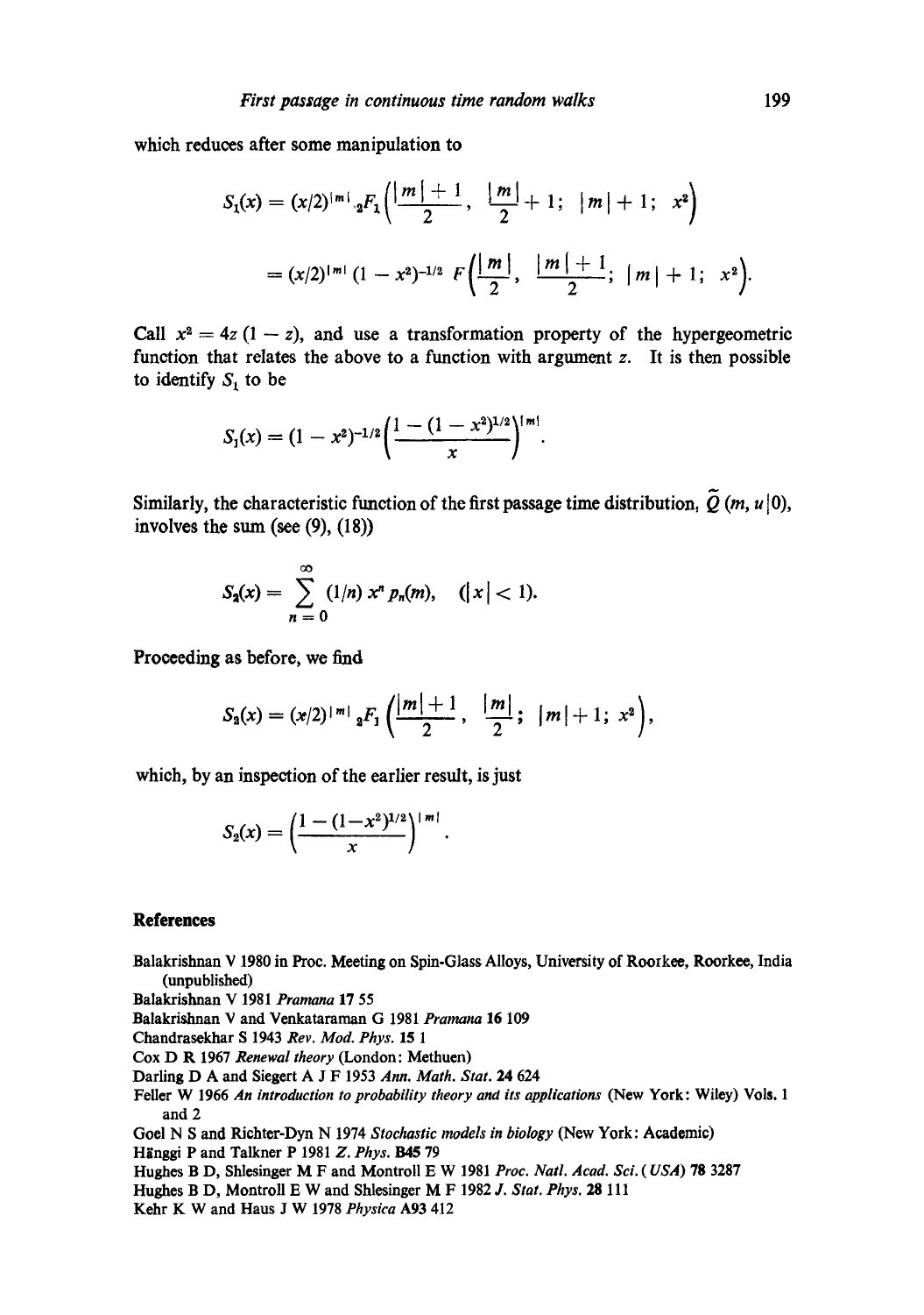which reduces after some manipulation to

$$S_1(x) = (x/2)^{|m|}\, {}_2F_1\left(\frac{|m|+1}{2},\ \frac{|m|}{2}+1;\ |m|+1;\ x^2\right)$$

$$= (x/2)^{|m|}\,(1-x^2)^{-1/2}\ F\left(\frac{|m|}{2},\ \frac{|m|+1}{2};\ |m|+1;\ x^2\right).$$

Call $x^2 = 4z\,(1-z)$, and use a transformation property of the hypergeometric function that relates the above to a function with argument $z$. It is then possible to identify $S_1$ to be

$$S_1(x) = (1-x^2)^{-1/2}\left(\frac{1-(1-x^2)^{1/2}}{x}\right)^{|m|}.$$

Similarly, the characteristic function of the first passage time distribution, $\tilde{Q}\,(m, u\,|\,0)$, involves the sum (see (9), (18))

$$S_2(x) = \sum_{n=0}^{\infty} (1/n)\, x^n\, p_n(m), \quad (|x| < 1).$$

Proceeding as before, we find

$$S_2(x) = (x/2)^{|m|}\, {}_2F_1\left(\frac{|m|+1}{2},\ \frac{|m|}{2};\ |m|+1;\ x^2\right),$$

which, by an inspection of the earlier result, is just

$$S_2(x) = \left(\frac{1-(1-x^2)^{1/2}}{x}\right)^{|m|}.$$

## References

Balakrishnan V 1980 in Proc. Meeting on Spin-Glass Alloys, University of Roorkee, Roorkee, India (unpublished)

Balakrishnan V 1981 *Pramana* **17** 55

Balakrishnan V and Venkataraman G 1981 *Pramana* **16** 109

Chandrasekhar S 1943 *Rev. Mod. Phys.* **15** 1

Cox D R 1967 *Renewal theory* (London: Methuen)

Darling D A and Siegert A J F 1953 *Ann. Math. Stat.* **24** 624

Feller W 1966 *An introduction to probability theory and its applications* (New York: Wiley) Vols. 1 and 2

Goel N S and Richter-Dyn N 1974 *Stochastic models in biology* (New York: Academic)

Hänggi P and Talkner P 1981 *Z. Phys.* **B45** 79

Hughes B D, Shlesinger M F and Montroll E W 1981 *Proc. Natl. Acad. Sci. (USA)* **78** 3287

Hughes B D, Montroll E W and Shlesinger M F 1982 *J. Stat. Phys.* **28** 111

Kehr K W and Haus J W 1978 *Physica* **A93** 412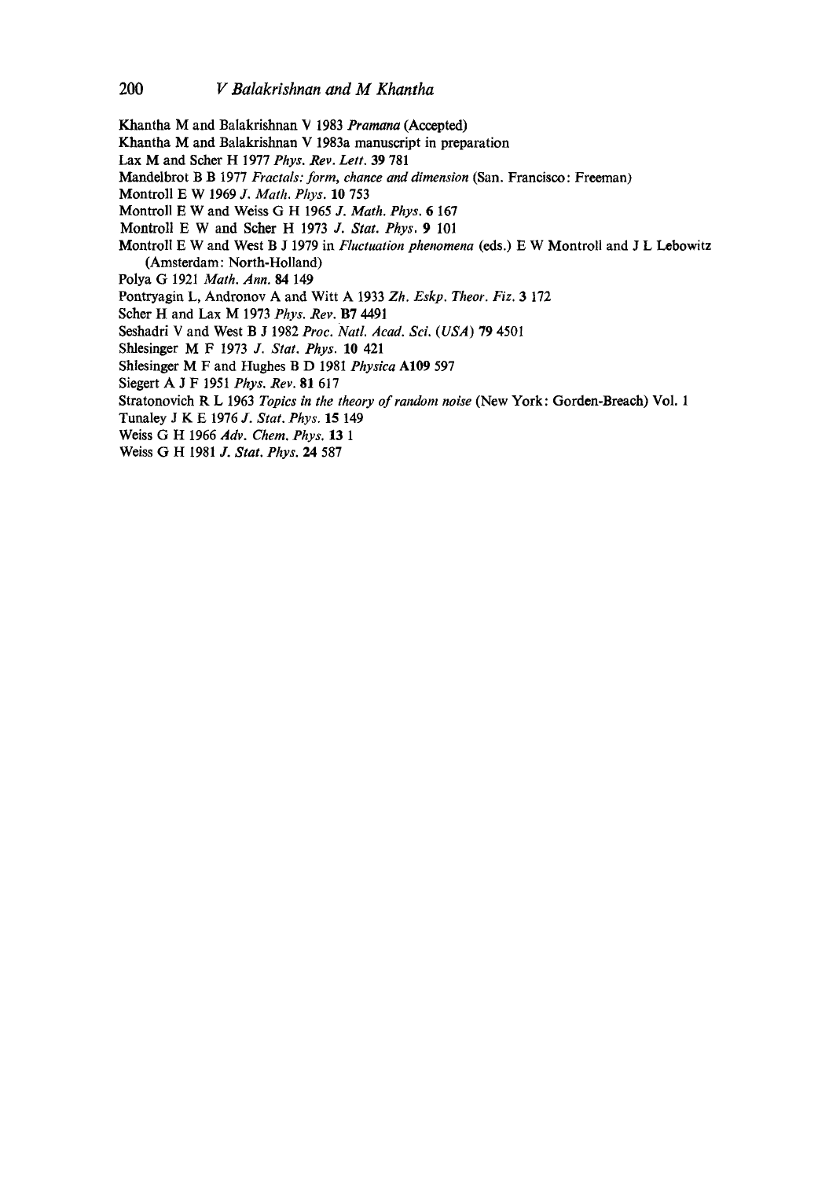Khantha M and Balakrishnan V 1983 *Pramana* (Accepted)

Khantha M and Balakrishnan V 1983a manuscript in preparation

Lax M and Scher H 1977 *Phys. Rev. Lett.* **39** 781

Mandelbrot B B 1977 *Fractals: form, chance and dimension* (San. Francisco: Freeman)

Montroll E W 1969 *J. Math. Phys.* **10** 753

Montroll E W and Weiss G H 1965 *J. Math. Phys.* **6** 167

Montroll E W and Scher H 1973 *J. Stat. Phys.* **9** 101

Montroll E W and West B J 1979 in *Fluctuation phenomena* (eds.) E W Montroll and J L Lebowitz (Amsterdam: North-Holland)

Polya G 1921 *Math. Ann.* **84** 149

Pontryagin L, Andronov A and Witt A 1933 *Zh. Eskp. Theor. Fiz.* **3** 172

Scher H and Lax M 1973 *Phys. Rev.* **B7** 4491

Seshadri V and West B J 1982 *Proc. Natl. Acad. Sci. (USA)* **79** 4501

Shlesinger M F 1973 *J. Stat. Phys.* **10** 421

Shlesinger M F and Hughes B D 1981 *Physica* **A109** 597

Siegert A J F 1951 *Phys. Rev.* **81** 617

Stratonovich R L 1963 *Topics in the theory of random noise* (New York: Gorden-Breach) Vol. 1

Tunaley J K E 1976 *J. Stat. Phys.* **15** 149

Weiss G H 1966 *Adv. Chem. Phys.* **13** 1

Weiss G H 1981 *J. Stat. Phys.* **24** 587